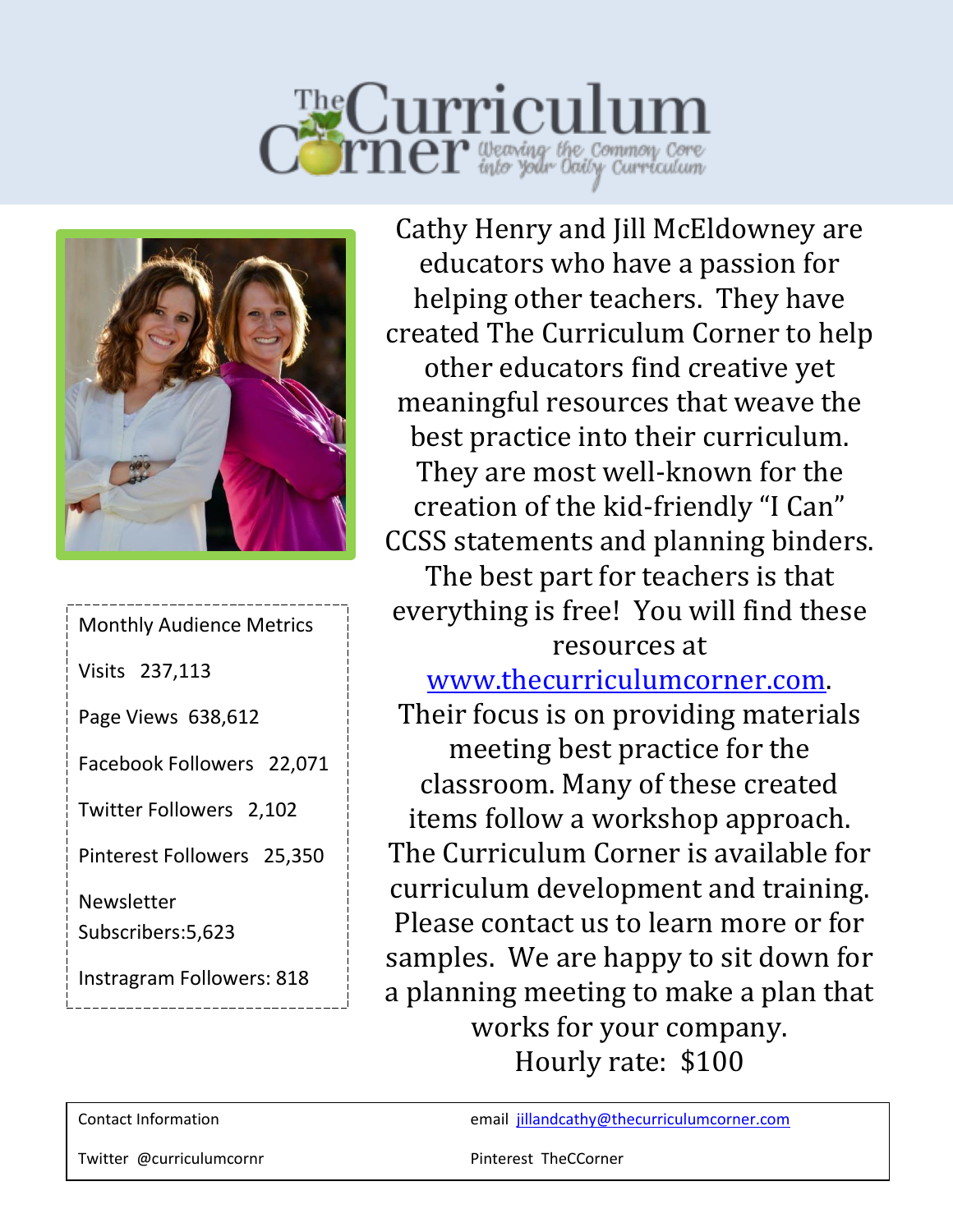# The Curriculum Corner

*Weaving the Common Core into Your Daily Curriculum*

Monthly Audience Metrics

Visits 237,113

Page Views 638,612

Facebook Followers 22,071

Twitter Followers 2,102

Pinterest Followers 25,350

Newsletter Subscribers:5,623

Instragram Followers: 818

Cathy Henry and Jill McEldowney are educators who have a passion for helping other teachers. They have created The Curriculum Corner to help other educators find creative yet meaningful resources that weave the best practice into their curriculum. They are most well-known for the creation of the kid-friendly "I Can" CCSS statements and planning binders. The best part for teachers is that everything is free! You will find these resources at www.thecurriculumcorner.com. Their focus is on providing materials meeting best practice for the classroom. Many of these created items follow a workshop approach. The Curriculum Corner is available for curriculum development and training. Please contact us to learn more or for samples. We are happy to sit down for a planning meeting to make a plan that works for your company.

Hourly rate: $100

| Contact Information | email jillandcathy@thecurriculumcorner.com |
|---|---|
| Twitter @curriculumcornr | Pinterest TheCCorner |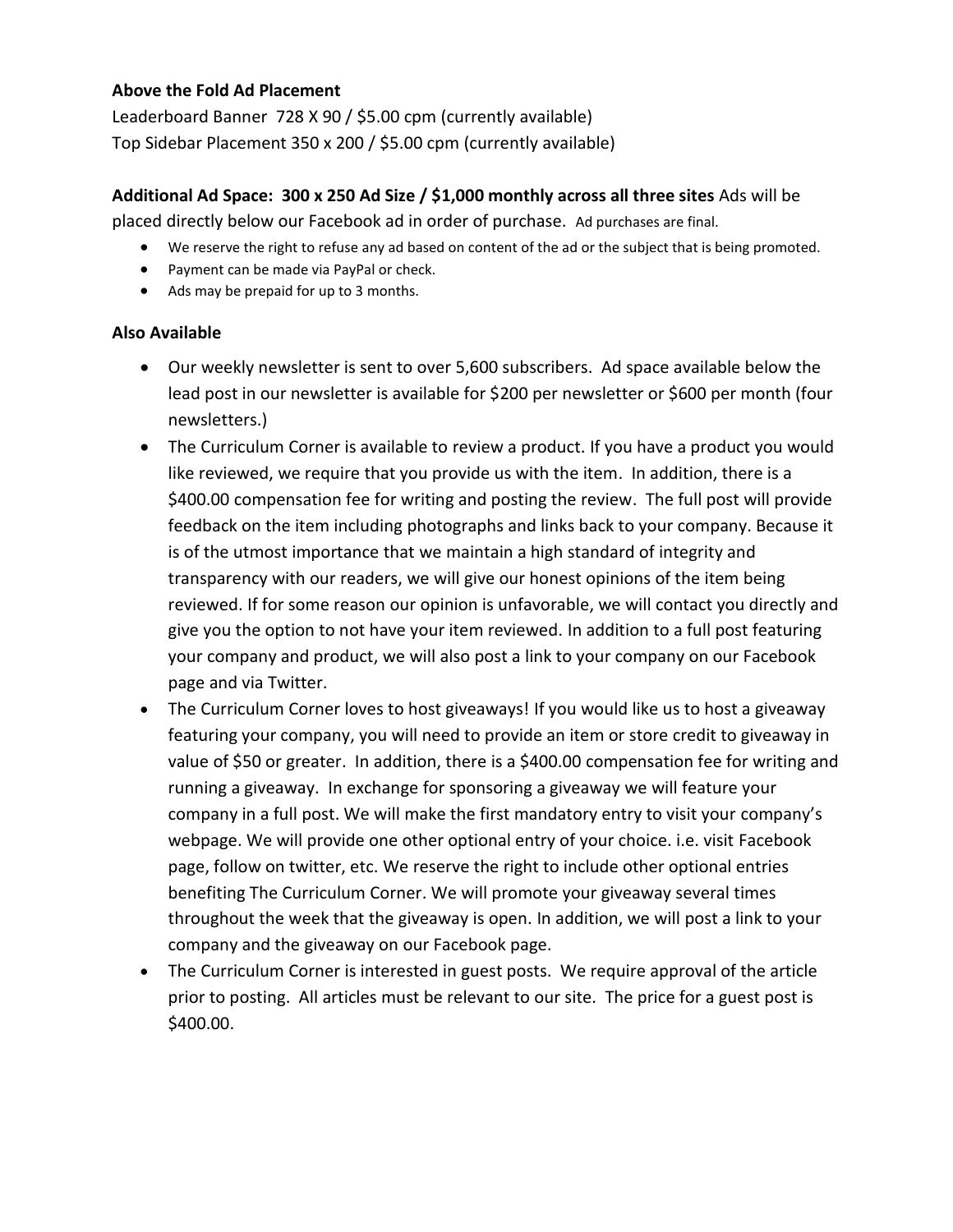**Above the Fold Ad Placement**

Leaderboard Banner  728 X 90 / $5.00 cpm (currently available)

Top Sidebar Placement 350 x 200 / $5.00 cpm (currently available)

**Additional Ad Space:  300 x 250 Ad Size / $1,000 monthly across all three sites** Ads will be placed directly below our Facebook ad in order of purchase.  Ad purchases are final.

- We reserve the right to refuse any ad based on content of the ad or the subject that is being promoted.
- Payment can be made via PayPal or check.
- Ads may be prepaid for up to 3 months.

**Also Available**

- Our weekly newsletter is sent to over 5,600 subscribers.  Ad space available below the lead post in our newsletter is available for $200 per newsletter or $600 per month (four newsletters.)
- The Curriculum Corner is available to review a product. If you have a product you would like reviewed, we require that you provide us with the item.  In addition, there is a $400.00 compensation fee for writing and posting the review.  The full post will provide feedback on the item including photographs and links back to your company. Because it is of the utmost importance that we maintain a high standard of integrity and transparency with our readers, we will give our honest opinions of the item being reviewed. If for some reason our opinion is unfavorable, we will contact you directly and give you the option to not have your item reviewed. In addition to a full post featuring your company and product, we will also post a link to your company on our Facebook page and via Twitter.
- The Curriculum Corner loves to host giveaways! If you would like us to host a giveaway featuring your company, you will need to provide an item or store credit to giveaway in value of $50 or greater.  In addition, there is a $400.00 compensation fee for writing and running a giveaway.  In exchange for sponsoring a giveaway we will feature your company in a full post. We will make the first mandatory entry to visit your company's webpage. We will provide one other optional entry of your choice. i.e. visit Facebook page, follow on twitter, etc. We reserve the right to include other optional entries benefiting The Curriculum Corner. We will promote your giveaway several times throughout the week that the giveaway is open. In addition, we will post a link to your company and the giveaway on our Facebook page.
- The Curriculum Corner is interested in guest posts.  We require approval of the article prior to posting.  All articles must be relevant to our site.  The price for a guest post is $400.00.